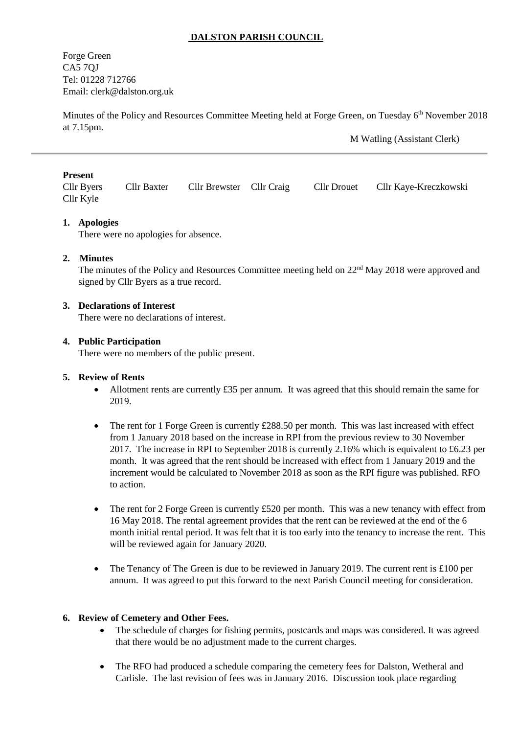# DALSTON PARISH COUNCIL

Forge Green
CA5 7QJ
Tel: 01228 712766
Email: clerk@dalston.org.uk

Minutes of the Policy and Resources Committee Meeting held at Forge Green, on Tuesday 6th November 2018 at 7.15pm.

M Watling (Assistant Clerk)

---

**Present**

Cllr Byers  Cllr Baxter  Cllr Brewster  Cllr Craig  Cllr Drouet  Cllr Kaye-Kreczkowski  Cllr Kyle

1. **Apologies**
   There were no apologies for absence.

2. **Minutes**
   The minutes of the Policy and Resources Committee meeting held on 22nd May 2018 were approved and signed by Cllr Byers as a true record.

3. **Declarations of Interest**
   There were no declarations of interest.

4. **Public Participation**
   There were no members of the public present.

5. **Review of Rents**
   - Allotment rents are currently £35 per annum. It was agreed that this should remain the same for 2019.
   - The rent for 1 Forge Green is currently £288.50 per month. This was last increased with effect from 1 January 2018 based on the increase in RPI from the previous review to 30 November 2017. The increase in RPI to September 2018 is currently 2.16% which is equivalent to £6.23 per month. It was agreed that the rent should be increased with effect from 1 January 2019 and the increment would be calculated to November 2018 as soon as the RPI figure was published. RFO to action.
   - The rent for 2 Forge Green is currently £520 per month. This was a new tenancy with effect from 16 May 2018. The rental agreement provides that the rent can be reviewed at the end of the 6 month initial rental period. It was felt that it is too early into the tenancy to increase the rent. This will be reviewed again for January 2020.
   - The Tenancy of The Green is due to be reviewed in January 2019. The current rent is £100 per annum. It was agreed to put this forward to the next Parish Council meeting for consideration.

6. **Review of Cemetery and Other Fees.**
   - The schedule of charges for fishing permits, postcards and maps was considered. It was agreed that there would be no adjustment made to the current charges.
   - The RFO had produced a schedule comparing the cemetery fees for Dalston, Wetheral and Carlisle. The last revision of fees was in January 2016. Discussion took place regarding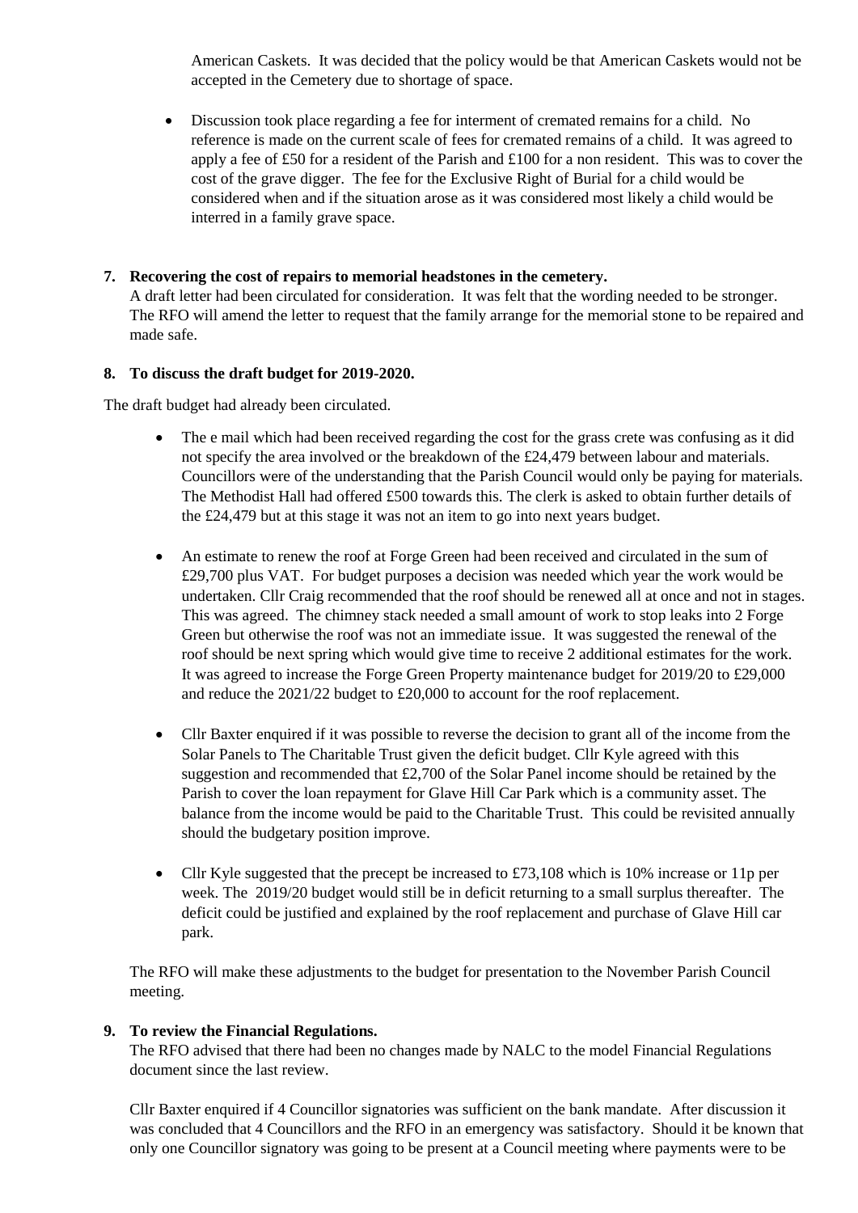American Caskets. It was decided that the policy would be that American Caskets would not be accepted in the Cemetery due to shortage of space.

- Discussion took place regarding a fee for interment of cremated remains for a child. No reference is made on the current scale of fees for cremated remains of a child. It was agreed to apply a fee of £50 for a resident of the Parish and £100 for a non resident. This was to cover the cost of the grave digger. The fee for the Exclusive Right of Burial for a child would be considered when and if the situation arose as it was considered most likely a child would be interred in a family grave space.

**7. Recovering the cost of repairs to memorial headstones in the cemetery.**

A draft letter had been circulated for consideration. It was felt that the wording needed to be stronger. The RFO will amend the letter to request that the family arrange for the memorial stone to be repaired and made safe.

**8. To discuss the draft budget for 2019-2020.**

The draft budget had already been circulated.

- The e mail which had been received regarding the cost for the grass crete was confusing as it did not specify the area involved or the breakdown of the £24,479 between labour and materials. Councillors were of the understanding that the Parish Council would only be paying for materials. The Methodist Hall had offered £500 towards this. The clerk is asked to obtain further details of the £24,479 but at this stage it was not an item to go into next years budget.

- An estimate to renew the roof at Forge Green had been received and circulated in the sum of £29,700 plus VAT. For budget purposes a decision was needed which year the work would be undertaken. Cllr Craig recommended that the roof should be renewed all at once and not in stages. This was agreed. The chimney stack needed a small amount of work to stop leaks into 2 Forge Green but otherwise the roof was not an immediate issue. It was suggested the renewal of the roof should be next spring which would give time to receive 2 additional estimates for the work. It was agreed to increase the Forge Green Property maintenance budget for 2019/20 to £29,000 and reduce the 2021/22 budget to £20,000 to account for the roof replacement.

- Cllr Baxter enquired if it was possible to reverse the decision to grant all of the income from the Solar Panels to The Charitable Trust given the deficit budget. Cllr Kyle agreed with this suggestion and recommended that £2,700 of the Solar Panel income should be retained by the Parish to cover the loan repayment for Glave Hill Car Park which is a community asset. The balance from the income would be paid to the Charitable Trust. This could be revisited annually should the budgetary position improve.

- Cllr Kyle suggested that the precept be increased to £73,108 which is 10% increase or 11p per week. The 2019/20 budget would still be in deficit returning to a small surplus thereafter. The deficit could be justified and explained by the roof replacement and purchase of Glave Hill car park.

The RFO will make these adjustments to the budget for presentation to the November Parish Council meeting.

**9. To review the Financial Regulations.**

The RFO advised that there had been no changes made by NALC to the model Financial Regulations document since the last review.

Cllr Baxter enquired if 4 Councillor signatories was sufficient on the bank mandate. After discussion it was concluded that 4 Councillors and the RFO in an emergency was satisfactory. Should it be known that only one Councillor signatory was going to be present at a Council meeting where payments were to be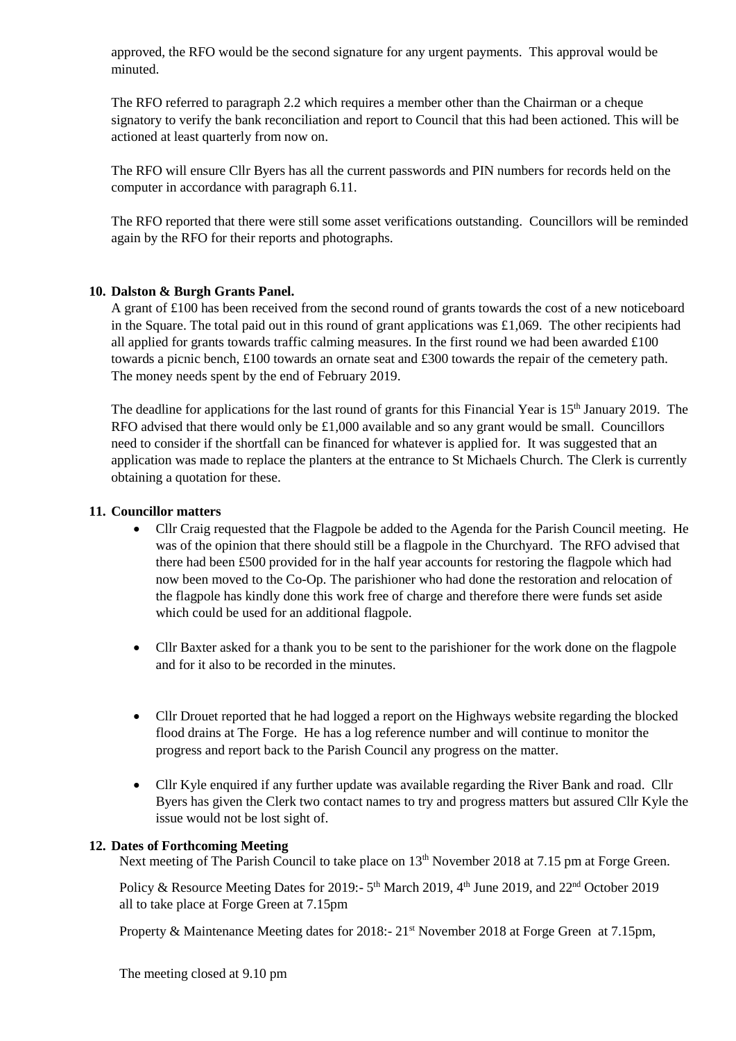approved, the RFO would be the second signature for any urgent payments. This approval would be minuted.

The RFO referred to paragraph 2.2 which requires a member other than the Chairman or a cheque signatory to verify the bank reconciliation and report to Council that this had been actioned. This will be actioned at least quarterly from now on.

The RFO will ensure Cllr Byers has all the current passwords and PIN numbers for records held on the computer in accordance with paragraph 6.11.

The RFO reported that there were still some asset verifications outstanding. Councillors will be reminded again by the RFO for their reports and photographs.

**10. Dalston & Burgh Grants Panel.**

A grant of £100 has been received from the second round of grants towards the cost of a new noticeboard in the Square. The total paid out in this round of grant applications was £1,069. The other recipients had all applied for grants towards traffic calming measures. In the first round we had been awarded £100 towards a picnic bench, £100 towards an ornate seat and £300 towards the repair of the cemetery path. The money needs spent by the end of February 2019.

The deadline for applications for the last round of grants for this Financial Year is 15th January 2019. The RFO advised that there would only be £1,000 available and so any grant would be small. Councillors need to consider if the shortfall can be financed for whatever is applied for. It was suggested that an application was made to replace the planters at the entrance to St Michaels Church. The Clerk is currently obtaining a quotation for these.

**11. Councillor matters**

- Cllr Craig requested that the Flagpole be added to the Agenda for the Parish Council meeting. He was of the opinion that there should still be a flagpole in the Churchyard. The RFO advised that there had been £500 provided for in the half year accounts for restoring the flagpole which had now been moved to the Co-Op. The parishioner who had done the restoration and relocation of the flagpole has kindly done this work free of charge and therefore there were funds set aside which could be used for an additional flagpole.

- Cllr Baxter asked for a thank you to be sent to the parishioner for the work done on the flagpole and for it also to be recorded in the minutes.

- Cllr Drouet reported that he had logged a report on the Highways website regarding the blocked flood drains at The Forge. He has a log reference number and will continue to monitor the progress and report back to the Parish Council any progress on the matter.

- Cllr Kyle enquired if any further update was available regarding the River Bank and road. Cllr Byers has given the Clerk two contact names to try and progress matters but assured Cllr Kyle the issue would not be lost sight of.

**12. Dates of Forthcoming Meeting**

Next meeting of The Parish Council to take place on 13th November 2018 at 7.15 pm at Forge Green.

Policy & Resource Meeting Dates for 2019:- 5th March 2019, 4th June 2019, and 22nd October 2019 all to take place at Forge Green at 7.15pm

Property & Maintenance Meeting dates for 2018:- 21st November 2018 at Forge Green at 7.15pm,

The meeting closed at 9.10 pm